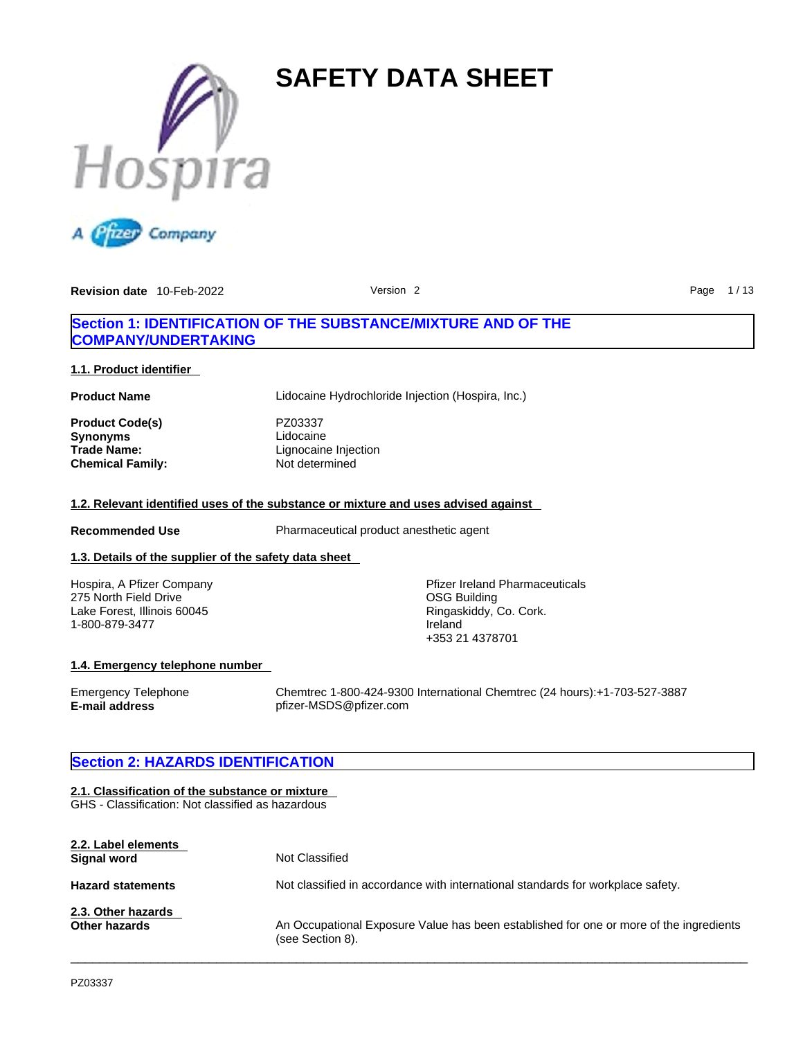# SAFETY DATA SHEET

**Revision date** 10-Feb-2022 Version 2

## Section 1: IDENTIFICATION OF THE SUBSTANCE/MIXTURE AND OF THE COMPANY/UNDERTAKING

### 1.1. Product identifier

| | |
|---|---|
| **Product Name** | Lidocaine Hydrochloride Injection (Hospira, Inc.) |
| **Product Code(s)** | PZ03337 |
| **Synonyms** | Lidocaine |
| **Trade Name:** | Lignocaine Injection |
| **Chemical Family:** | Not determined |

### 1.2. Relevant identified uses of the substance or mixture and uses advised against

**Recommended Use** Pharmaceutical product anesthetic agent

### 1.3. Details of the supplier of the safety data sheet

Hospira, A Pfizer Company
275 North Field Drive
Lake Forest, Illinois 60045
1-800-879-3477

Pfizer Ireland Pharmaceuticals
OSG Building
Ringaskiddy, Co. Cork.
Ireland
+353 21 4378701

### 1.4. Emergency telephone number

| | |
|---|---|
| Emergency Telephone | Chemtrec 1-800-424-9300 International Chemtrec (24 hours):+1-703-527-3887 |
| **E-mail address** | pfizer-MSDS@pfizer.com |

## Section 2: HAZARDS IDENTIFICATION

### 2.1. Classification of the substance or mixture

GHS - Classification: Not classified as hazardous

### 2.2. Label elements

| | |
|---|---|
| **Signal word** | Not Classified |
| **Hazard statements** | Not classified in accordance with international standards for workplace safety. |

### 2.3. Other hazards

**Other hazards** An Occupational Exposure Value has been established for one or more of the ingredients (see Section 8).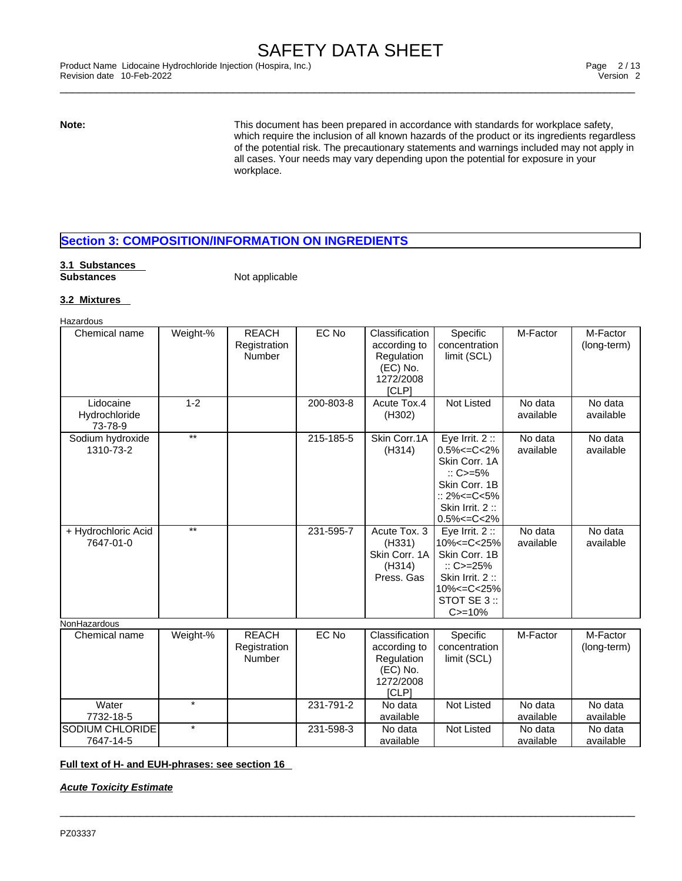**Note:** This document has been prepared in accordance with standards for workplace safety, which require the inclusion of all known hazards of the product or its ingredients regardless of the potential risk. The precautionary statements and warnings included may not apply in all cases. Your needs may vary depending upon the potential for exposure in your workplace.

## Section 3: COMPOSITION/INFORMATION ON INGREDIENTS

### 3.1 Substances

**Substances** Not applicable

### 3.2 Mixtures

Hazardous

| Chemical name | Weight-% | REACH Registration Number | EC No | Classification according to Regulation (EC) No. 1272/2008 [CLP] | Specific concentration limit (SCL) | M-Factor | M-Factor (long-term) |
|---|---|---|---|---|---|---|---|
| Lidocaine Hydrochloride 73-78-9 | 1-2 | | 200-803-8 | Acute Tox.4 (H302) | Not Listed | No data available | No data available |
| Sodium hydroxide 1310-73-2 | ** | | 215-185-5 | Skin Corr.1A (H314) | Eye Irrit. 2 :: 0.5%<=C<2% Skin Corr. 1A :: C>=5% Skin Corr. 1B :: 2%<=C<5% Skin Irrit. 2 :: 0.5%<=C<2% | No data available | No data available |
| + Hydrochloric Acid 7647-01-0 | ** | | 231-595-7 | Acute Tox. 3 (H331) Skin Corr. 1A (H314) Press. Gas | Eye Irrit. 2 :: 10%<=C<25% Skin Corr. 1B :: C>=25% Skin Irrit. 2 :: 10%<=C<25% STOT SE 3 :: C>=10% | No data available | No data available |

NonHazardous

| Chemical name | Weight-% | REACH Registration Number | EC No | Classification according to Regulation (EC) No. 1272/2008 [CLP] | Specific concentration limit (SCL) | M-Factor | M-Factor (long-term) |
|---|---|---|---|---|---|---|---|
| Water 7732-18-5 | * | | 231-791-2 | No data available | Not Listed | No data available | No data available |
| SODIUM CHLORIDE 7647-14-5 | * | | 231-598-3 | No data available | Not Listed | No data available | No data available |

**Full text of H- and EUH-phrases: see section 16**

***Acute Toxicity Estimate***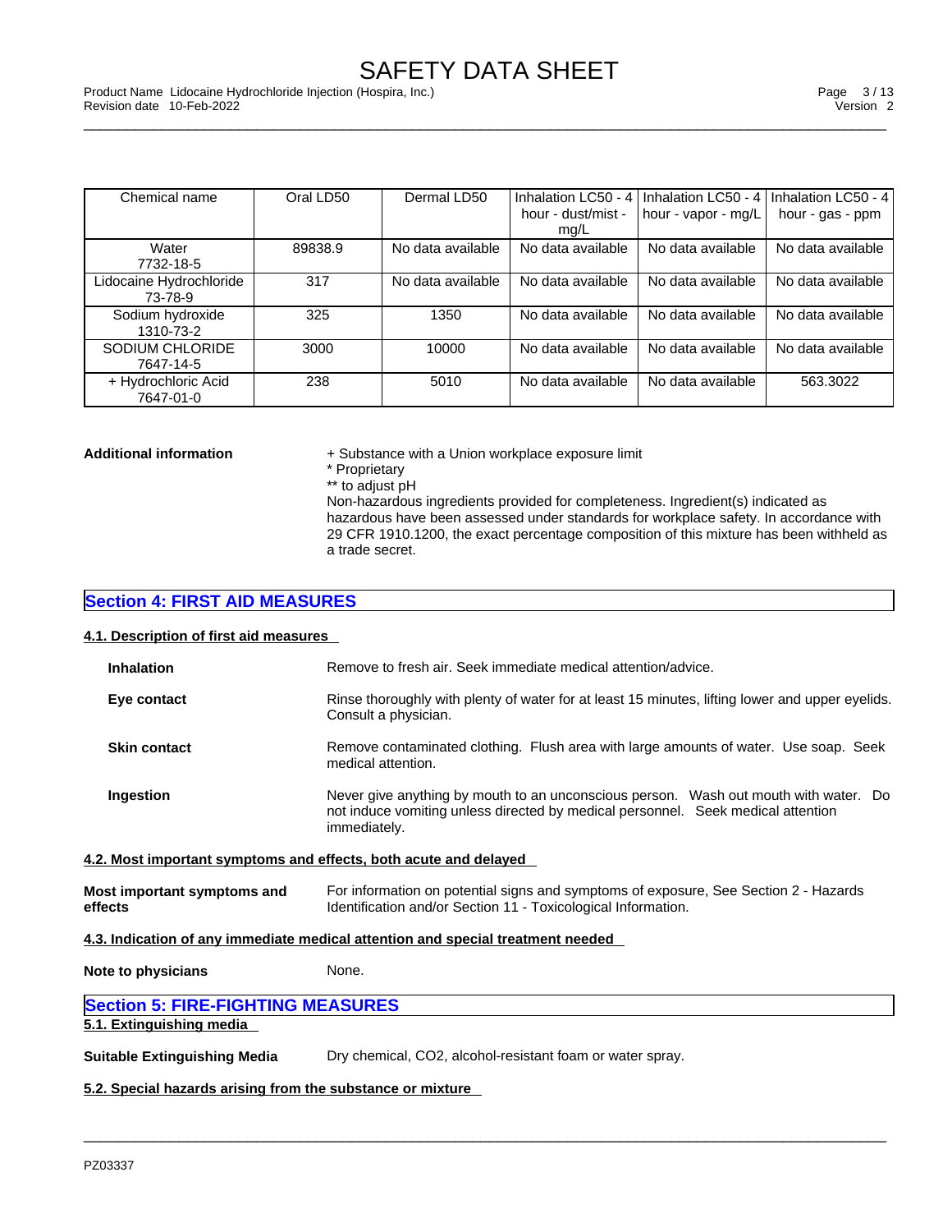| Chemical name | Oral LD50 | Dermal LD50 | Inhalation LC50 - 4 hour - dust/mist - mg/L | Inhalation LC50 - 4 hour - vapor - mg/L | Inhalation LC50 - 4 hour - gas - ppm |
|---|---|---|---|---|---|
| Water 7732-18-5 | 89838.9 | No data available | No data available | No data available | No data available |
| Lidocaine Hydrochloride 73-78-9 | 317 | No data available | No data available | No data available | No data available |
| Sodium hydroxide 1310-73-2 | 325 | 1350 | No data available | No data available | No data available |
| SODIUM CHLORIDE 7647-14-5 | 3000 | 10000 | No data available | No data available | No data available |
| + Hydrochloric Acid 7647-01-0 | 238 | 5010 | No data available | No data available | 563.3022 |

**Additional information**

+ Substance with a Union workplace exposure limit
* Proprietary
** to adjust pH
Non-hazardous ingredients provided for completeness. Ingredient(s) indicated as hazardous have been assessed under standards for workplace safety. In accordance with 29 CFR 1910.1200, the exact percentage composition of this mixture has been withheld as a trade secret.

## Section 4: FIRST AID MEASURES

### 4.1. Description of first aid measures

**Inhalation** Remove to fresh air. Seek immediate medical attention/advice.

**Eye contact** Rinse thoroughly with plenty of water for at least 15 minutes, lifting lower and upper eyelids. Consult a physician.

**Skin contact** Remove contaminated clothing. Flush area with large amounts of water. Use soap. Seek medical attention.

**Ingestion** Never give anything by mouth to an unconscious person. Wash out mouth with water. Do not induce vomiting unless directed by medical personnel. Seek medical attention immediately.

### 4.2. Most important symptoms and effects, both acute and delayed

**Most important symptoms and effects** For information on potential signs and symptoms of exposure, See Section 2 - Hazards Identification and/or Section 11 - Toxicological Information.

### 4.3. Indication of any immediate medical attention and special treatment needed

**Note to physicians** None.

## Section 5: FIRE-FIGHTING MEASURES

### 5.1. Extinguishing media

**Suitable Extinguishing Media** Dry chemical, CO2, alcohol-resistant foam or water spray.

### 5.2. Special hazards arising from the substance or mixture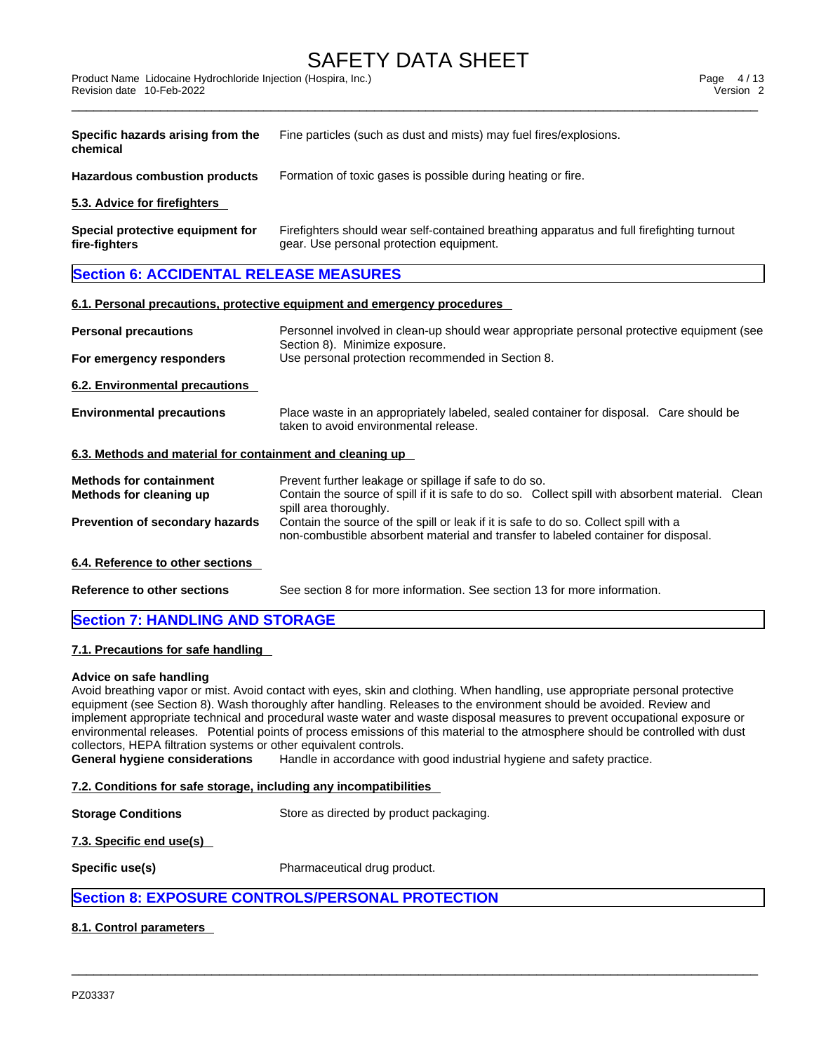**Specific hazards arising from the chemical** Fine particles (such as dust and mists) may fuel fires/explosions.

**Hazardous combustion products** Formation of toxic gases is possible during heating or fire.

### 5.3. Advice for firefighters

**Special protective equipment for fire-fighters** Firefighters should wear self-contained breathing apparatus and full firefighting turnout gear. Use personal protection equipment.

## Section 6: ACCIDENTAL RELEASE MEASURES

### 6.1. Personal precautions, protective equipment and emergency procedures

**Personal precautions** Personnel involved in clean-up should wear appropriate personal protective equipment (see Section 8). Minimize exposure.

**For emergency responders** Use personal protection recommended in Section 8.

### 6.2. Environmental precautions

**Environmental precautions** Place waste in an appropriately labeled, sealed container for disposal. Care should be taken to avoid environmental release.

### 6.3. Methods and material for containment and cleaning up

**Methods for containment** Prevent further leakage or spillage if safe to do so.

**Methods for cleaning up** Contain the source of spill if it is safe to do so. Collect spill with absorbent material. Clean spill area thoroughly.

**Prevention of secondary hazards** Contain the source of the spill or leak if it is safe to do so. Collect spill with a non-combustible absorbent material and transfer to labeled container for disposal.

### 6.4. Reference to other sections

**Reference to other sections** See section 8 for more information. See section 13 for more information.

## Section 7: HANDLING AND STORAGE

### 7.1. Precautions for safe handling

**Advice on safe handling**
Avoid breathing vapor or mist. Avoid contact with eyes, skin and clothing. When handling, use appropriate personal protective equipment (see Section 8). Wash thoroughly after handling. Releases to the environment should be avoided. Review and implement appropriate technical and procedural waste water and waste disposal measures to prevent occupational exposure or environmental releases. Potential points of process emissions of this material to the atmosphere should be controlled with dust collectors, HEPA filtration systems or other equivalent controls.

**General hygiene considerations** Handle in accordance with good industrial hygiene and safety practice.

### 7.2. Conditions for safe storage, including any incompatibilities

**Storage Conditions** Store as directed by product packaging.

### 7.3. Specific end use(s)

**Specific use(s)** Pharmaceutical drug product.

## Section 8: EXPOSURE CONTROLS/PERSONAL PROTECTION

### 8.1. Control parameters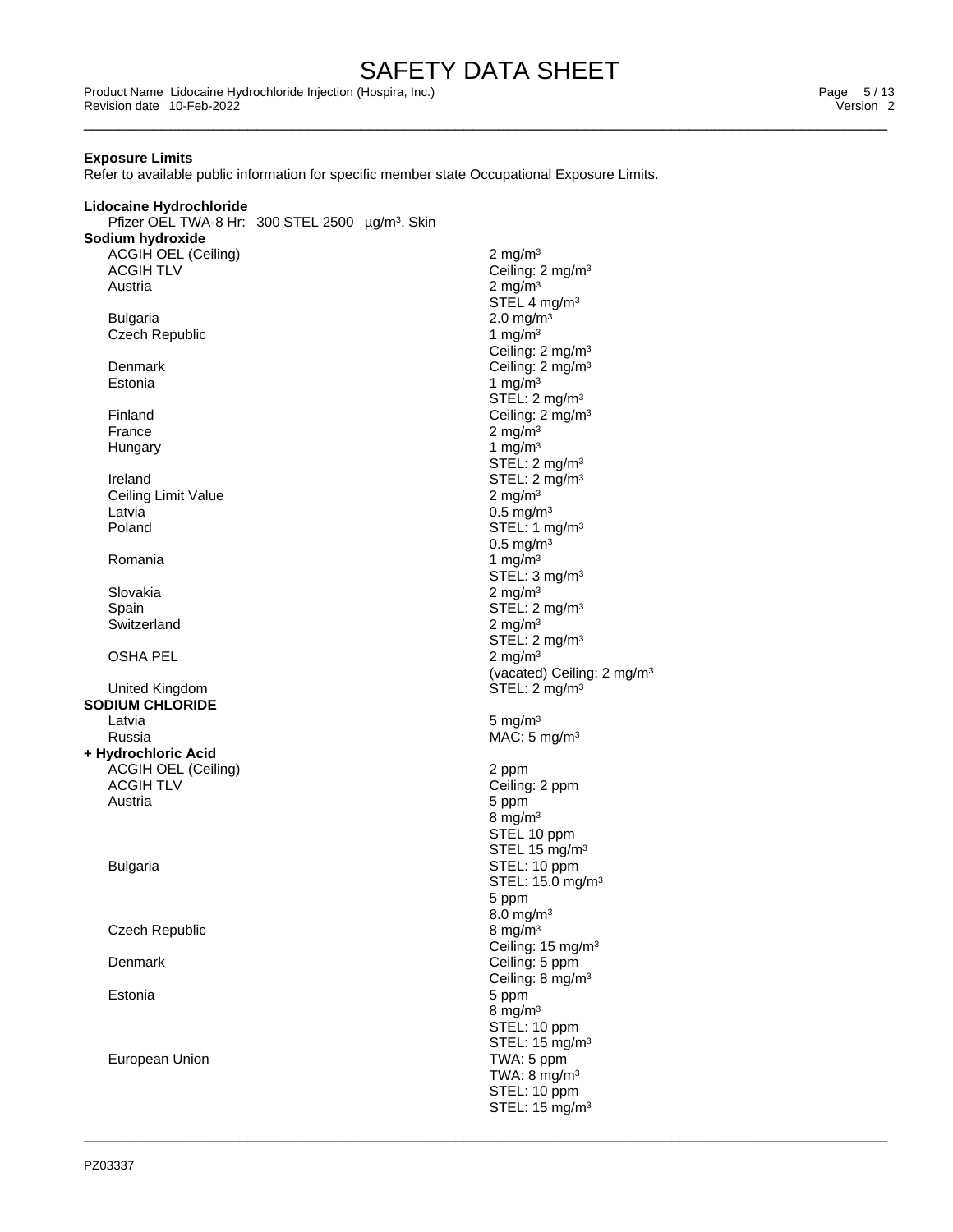**Exposure Limits**

Refer to available public information for specific member state Occupational Exposure Limits.

**Lidocaine Hydrochloride**

Pfizer OEL TWA-8 Hr: 300 STEL 2500 µg/m³, Skin

| | |
|---|---|
| **Sodium hydroxide** | |
| ACGIH OEL (Ceiling) | 2 mg/m³ |
| ACGIH TLV | Ceiling: 2 mg/m³ |
| Austria | 2 mg/m³<br>STEL 4 mg/m³ |
| Bulgaria | 2.0 mg/m³ |
| Czech Republic | 1 mg/m³<br>Ceiling: 2 mg/m³ |
| Denmark | Ceiling: 2 mg/m³ |
| Estonia | 1 mg/m³<br>STEL: 2 mg/m³ |
| Finland | Ceiling: 2 mg/m³ |
| France | 2 mg/m³ |
| Hungary | 1 mg/m³<br>STEL: 2 mg/m³ |
| Ireland | STEL: 2 mg/m³ |
| Ceiling Limit Value | 2 mg/m³ |
| Latvia | 0.5 mg/m³ |
| Poland | STEL: 1 mg/m³<br>0.5 mg/m³ |
| Romania | 1 mg/m³<br>STEL: 3 mg/m³ |
| Slovakia | 2 mg/m³ |
| Spain | STEL: 2 mg/m³ |
| Switzerland | 2 mg/m³<br>STEL: 2 mg/m³ |
| OSHA PEL | 2 mg/m³<br>(vacated) Ceiling: 2 mg/m³ |
| United Kingdom | STEL: 2 mg/m³ |
| **SODIUM CHLORIDE** | |
| Latvia | 5 mg/m³ |
| Russia | MAC: 5 mg/m³ |
| **+ Hydrochloric Acid** | |
| ACGIH OEL (Ceiling) | 2 ppm |
| ACGIH TLV | Ceiling: 2 ppm |
| Austria | 5 ppm<br>8 mg/m³<br>STEL 10 ppm<br>STEL 15 mg/m³ |
| Bulgaria | STEL: 10 ppm<br>STEL: 15.0 mg/m³<br>5 ppm<br>8.0 mg/m³ |
| Czech Republic | 8 mg/m³<br>Ceiling: 15 mg/m³ |
| Denmark | Ceiling: 5 ppm<br>Ceiling: 8 mg/m³ |
| Estonia | 5 ppm<br>8 mg/m³<br>STEL: 10 ppm<br>STEL: 15 mg/m³ |
| European Union | TWA: 5 ppm<br>TWA: 8 mg/m³<br>STEL: 10 ppm<br>STEL: 15 mg/m³ |

PZ03337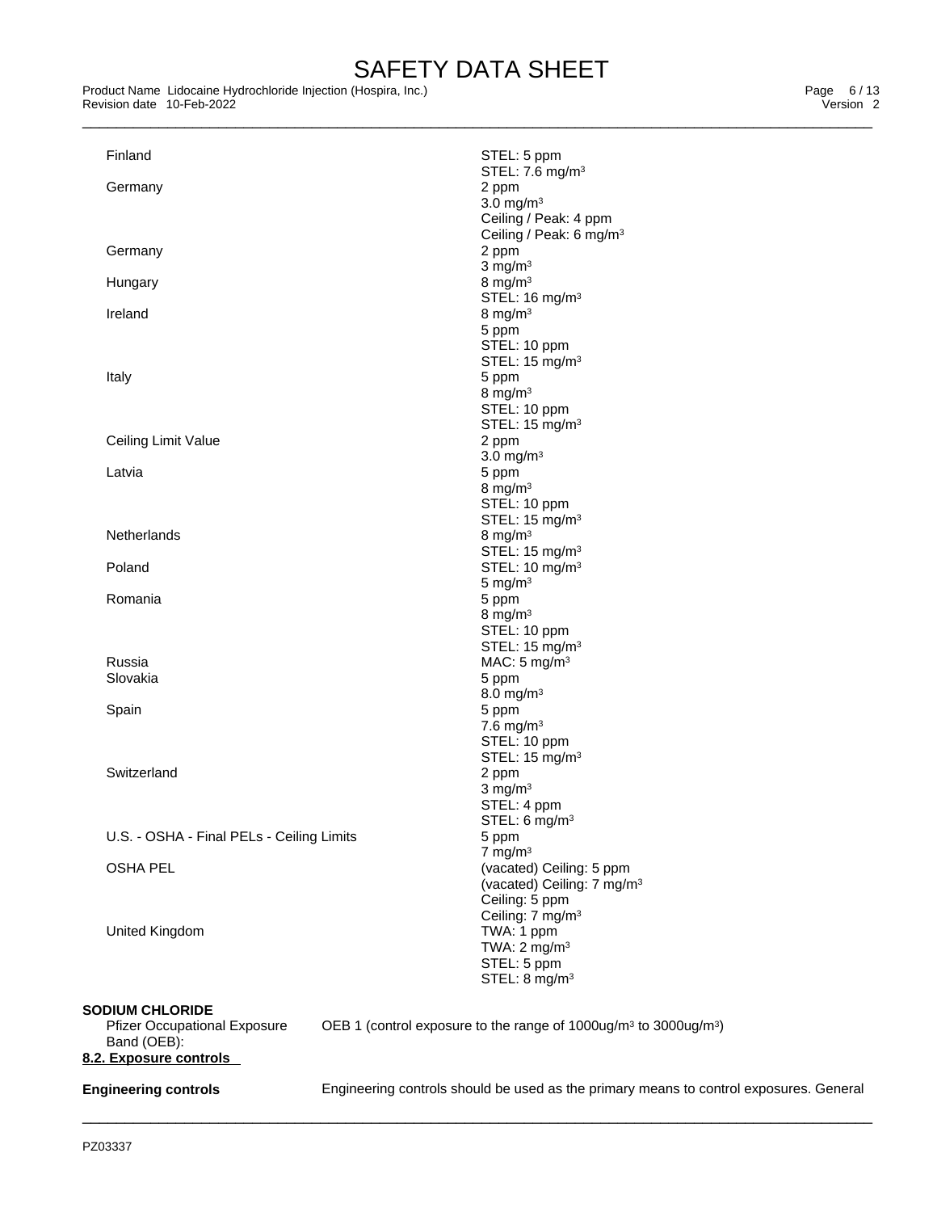| | |
|---|---|
| Finland | STEL: 5 ppm<br>STEL: 7.6 mg/m³ |
| Germany | 2 ppm<br>3.0 mg/m³<br>Ceiling / Peak: 4 ppm<br>Ceiling / Peak: 6 mg/m³ |
| Germany | 2 ppm<br>3 mg/m³ |
| Hungary | 8 mg/m³<br>STEL: 16 mg/m³ |
| Ireland | 8 mg/m³<br>5 ppm<br>STEL: 10 ppm<br>STEL: 15 mg/m³ |
| Italy | 5 ppm<br>8 mg/m³<br>STEL: 10 ppm<br>STEL: 15 mg/m³ |
| Ceiling Limit Value | 2 ppm<br>3.0 mg/m³ |
| Latvia | 5 ppm<br>8 mg/m³<br>STEL: 10 ppm<br>STEL: 15 mg/m³ |
| Netherlands | 8 mg/m³<br>STEL: 15 mg/m³ |
| Poland | STEL: 10 mg/m³<br>5 mg/m³ |
| Romania | 5 ppm<br>8 mg/m³<br>STEL: 10 ppm<br>STEL: 15 mg/m³ |
| Russia | MAC: 5 mg/m³ |
| Slovakia | 5 ppm<br>8.0 mg/m³ |
| Spain | 5 ppm<br>7.6 mg/m³<br>STEL: 10 ppm<br>STEL: 15 mg/m³ |
| Switzerland | 2 ppm<br>3 mg/m³<br>STEL: 4 ppm<br>STEL: 6 mg/m³ |
| U.S. - OSHA - Final PELs - Ceiling Limits | 5 ppm<br>7 mg/m³ |
| OSHA PEL | (vacated) Ceiling: 5 ppm<br>(vacated) Ceiling: 7 mg/m³<br>Ceiling: 5 ppm<br>Ceiling: 7 mg/m³ |
| United Kingdom | TWA: 1 ppm<br>TWA: 2 mg/m³<br>STEL: 5 ppm<br>STEL: 8 mg/m³ |

**SODIUM CHLORIDE**

Pfizer Occupational Exposure Band (OEB): OEB 1 (control exposure to the range of 1000ug/m³ to 3000ug/m³)

**8.2. Exposure controls**

**Engineering controls** Engineering controls should be used as the primary means to control exposures. General

PZ03337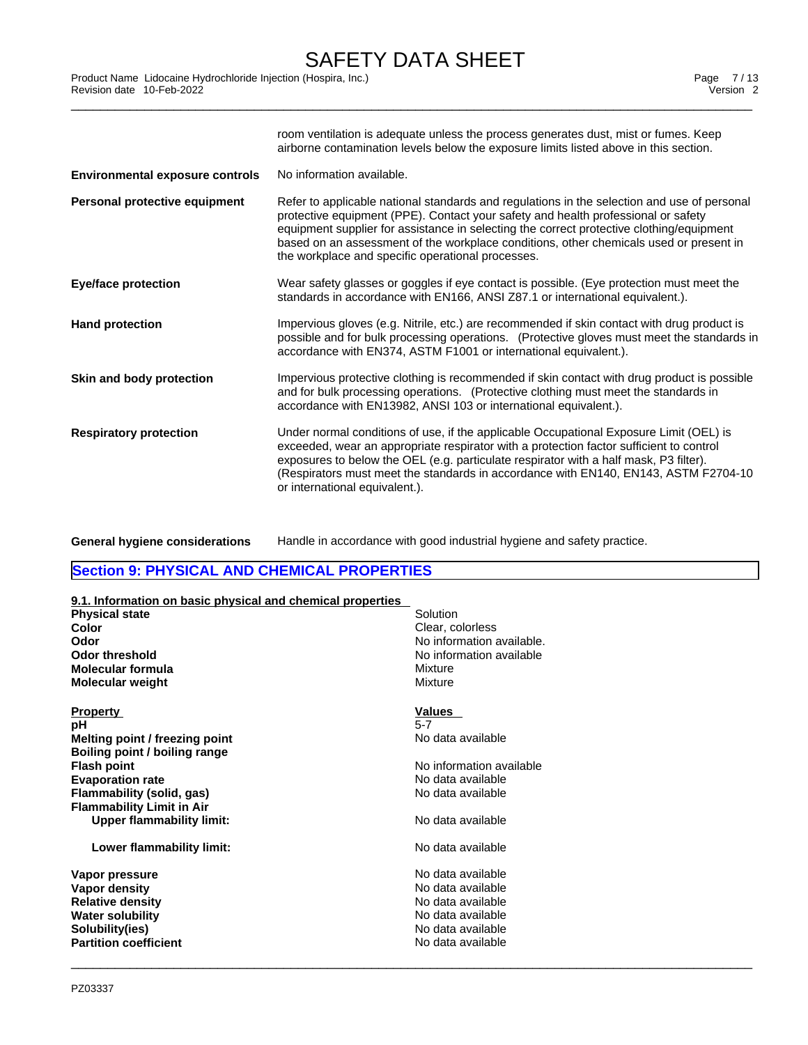| | |
|---|---|
| | room ventilation is adequate unless the process generates dust, mist or fumes. Keep airborne contamination levels below the exposure limits listed above in this section. |
| **Environmental exposure controls** | No information available. |
| **Personal protective equipment** | Refer to applicable national standards and regulations in the selection and use of personal protective equipment (PPE). Contact your safety and health professional or safety equipment supplier for assistance in selecting the correct protective clothing/equipment based on an assessment of the workplace conditions, other chemicals used or present in the workplace and specific operational processes. |
| **Eye/face protection** | Wear safety glasses or goggles if eye contact is possible. (Eye protection must meet the standards in accordance with EN166, ANSI Z87.1 or international equivalent.). |
| **Hand protection** | Impervious gloves (e.g. Nitrile, etc.) are recommended if skin contact with drug product is possible and for bulk processing operations. (Protective gloves must meet the standards in accordance with EN374, ASTM F1001 or international equivalent.). |
| **Skin and body protection** | Impervious protective clothing is recommended if skin contact with drug product is possible and for bulk processing operations. (Protective clothing must meet the standards in accordance with EN13982, ANSI 103 or international equivalent.). |
| **Respiratory protection** | Under normal conditions of use, if the applicable Occupational Exposure Limit (OEL) is exceeded, wear an appropriate respirator with a protection factor sufficient to control exposures to below the OEL (e.g. particulate respirator with a half mask, P3 filter). (Respirators must meet the standards in accordance with EN140, EN143, ASTM F2704-10 or international equivalent.). |
| **General hygiene considerations** | Handle in accordance with good industrial hygiene and safety practice. |

## Section 9: PHYSICAL AND CHEMICAL PROPERTIES

### 9.1. Information on basic physical and chemical properties

| | |
|---|---|
| **Physical state** | Solution |
| **Color** | Clear, colorless |
| **Odor** | No information available. |
| **Odor threshold** | No information available |
| **Molecular formula** | Mixture |
| **Molecular weight** | Mixture |

| Property | Values |
|---|---|
| **pH** | 5-7 |
| **Melting point / freezing point** | No data available |
| **Boiling point / boiling range** | |
| **Flash point** | No information available |
| **Evaporation rate** | No data available |
| **Flammability (solid, gas)** | No data available |
| **Flammability Limit in Air** | |
| **Upper flammability limit:** | No data available |
| **Lower flammability limit:** | No data available |
| **Vapor pressure** | No data available |
| **Vapor density** | No data available |
| **Relative density** | No data available |
| **Water solubility** | No data available |
| **Solubility(ies)** | No data available |
| **Partition coefficient** | No data available |

PZ03337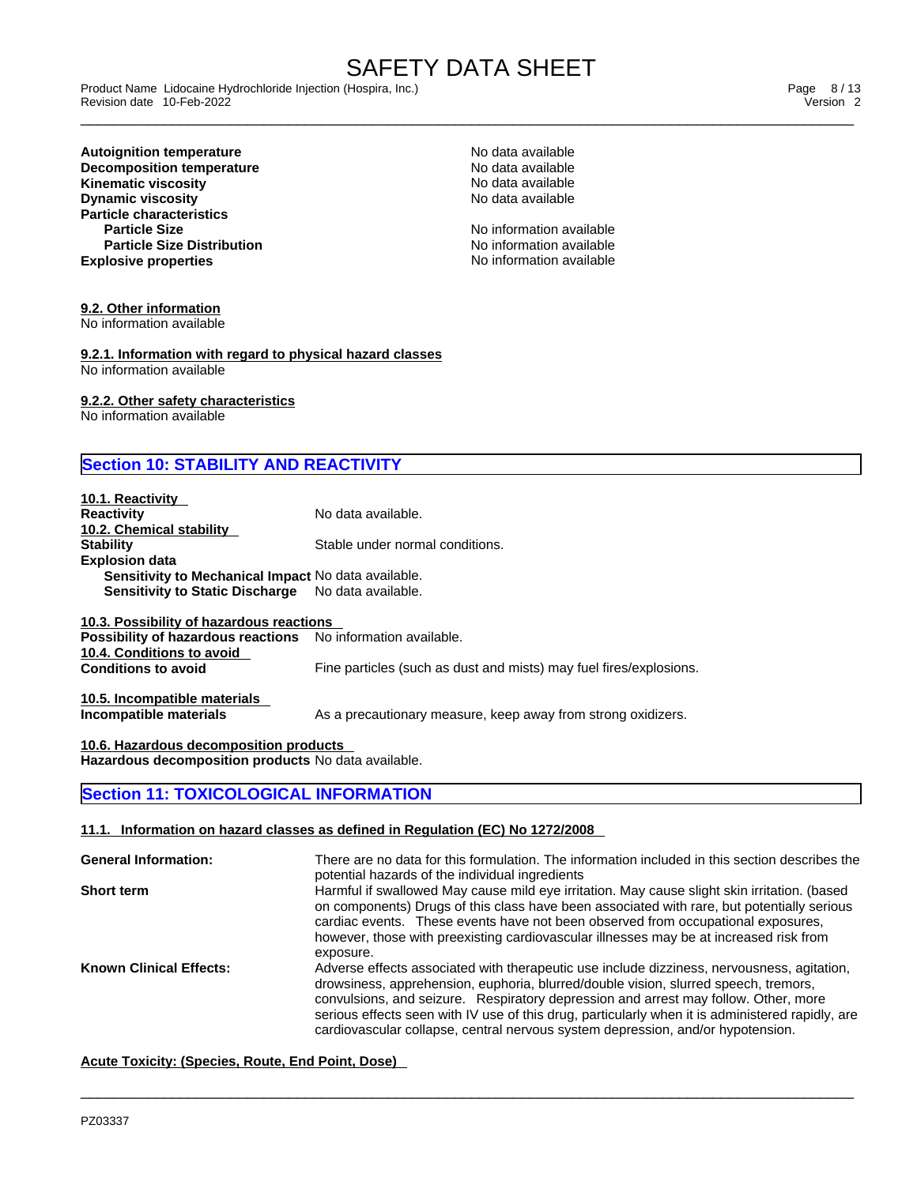| | |
|---|---|
| **Autoignition temperature** | No data available |
| **Decomposition temperature** | No data available |
| **Kinematic viscosity** | No data available |
| **Dynamic viscosity** | No data available |
| **Particle characteristics** | |
| **Particle Size** | No information available |
| **Particle Size Distribution** | No information available |
| **Explosive properties** | No information available |

**9.2. Other information**

No information available

**9.2.1. Information with regard to physical hazard classes**

No information available

**9.2.2. Other safety characteristics**

No information available

## Section 10: STABILITY AND REACTIVITY

**10.1. Reactivity**

| | |
|---|---|
| **Reactivity** | No data available. |

**10.2. Chemical stability**

| | |
|---|---|
| **Stability** | Stable under normal conditions. |
| **Explosion data** | |
| **Sensitivity to Mechanical Impact** | No data available. |
| **Sensitivity to Static Discharge** | No data available. |

**10.3. Possibility of hazardous reactions**

| | |
|---|---|
| **Possibility of hazardous reactions** | No information available. |

**10.4. Conditions to avoid**

| | |
|---|---|
| **Conditions to avoid** | Fine particles (such as dust and mists) may fuel fires/explosions. |

**10.5. Incompatible materials**

| | |
|---|---|
| **Incompatible materials** | As a precautionary measure, keep away from strong oxidizers. |

**10.6. Hazardous decomposition products**

| | |
|---|---|
| **Hazardous decomposition products** | No data available. |

## Section 11: TOXICOLOGICAL INFORMATION

**11.1. Information on hazard classes as defined in Regulation (EC) No 1272/2008**

| | |
|---|---|
| **General Information:** | There are no data for this formulation. The information included in this section describes the potential hazards of the individual ingredients |
| **Short term** | Harmful if swallowed May cause mild eye irritation. May cause slight skin irritation. (based on components) Drugs of this class have been associated with rare, but potentially serious cardiac events. These events have not been observed from occupational exposures, however, those with preexisting cardiovascular illnesses may be at increased risk from exposure. |
| **Known Clinical Effects:** | Adverse effects associated with therapeutic use include dizziness, nervousness, agitation, drowsiness, apprehension, euphoria, blurred/double vision, slurred speech, tremors, convulsions, and seizure. Respiratory depression and arrest may follow. Other, more serious effects seen with IV use of this drug, particularly when it is administered rapidly, are cardiovascular collapse, central nervous system depression, and/or hypotension. |

**Acute Toxicity: (Species, Route, End Point, Dose)**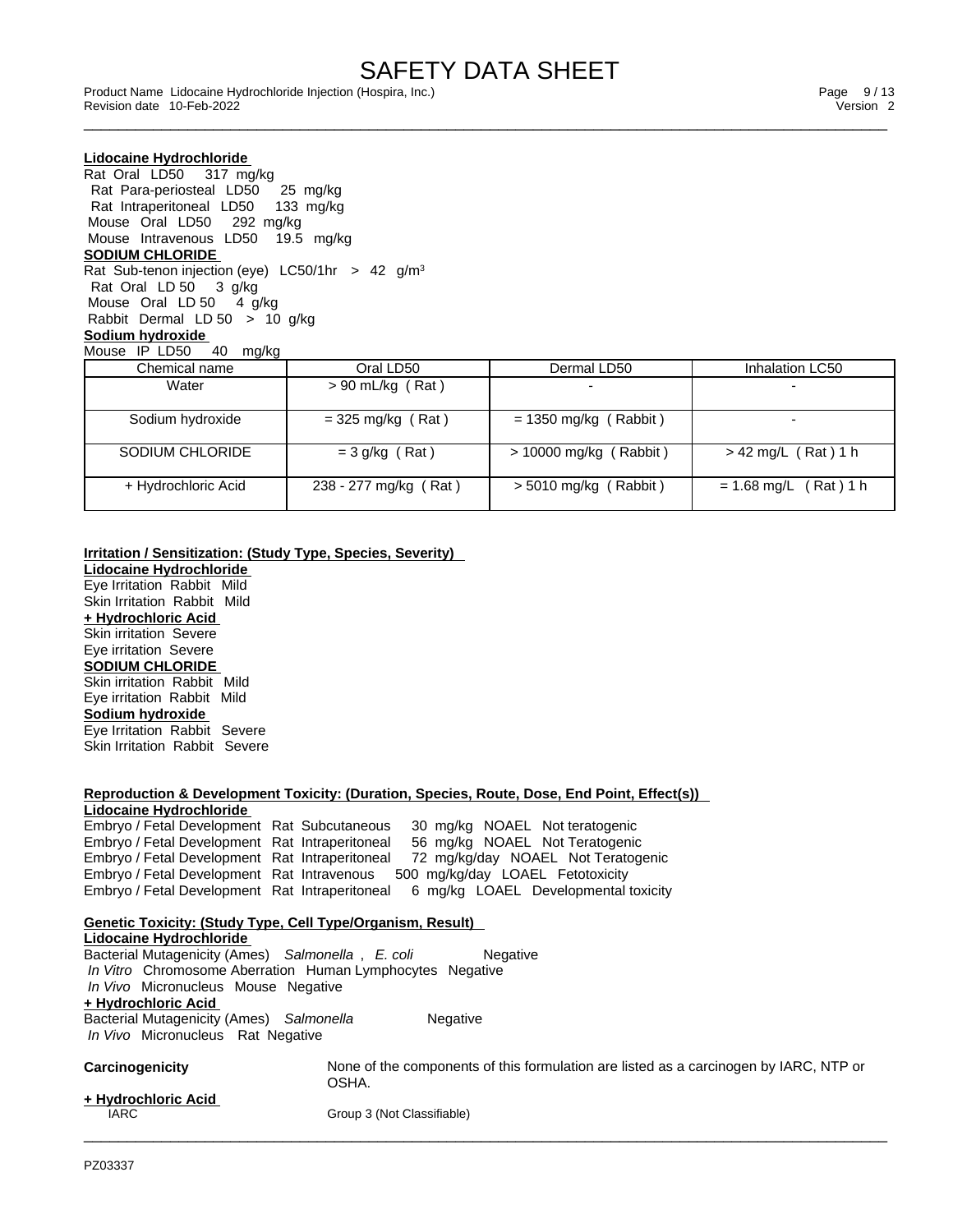**Lidocaine Hydrochloride**

Rat Oral LD50 317 mg/kg
Rat Para-periosteal LD50 25 mg/kg
Rat Intraperitoneal LD50 133 mg/kg
Mouse Oral LD50 292 mg/kg
Mouse Intravenous LD50 19.5 mg/kg

**SODIUM CHLORIDE**

Rat Sub-tenon injection (eye) LC50/1hr > 42 g/m$^3$
Rat Oral LD 50 3 g/kg
Mouse Oral LD 50 4 g/kg
Rabbit Dermal LD 50 > 10 g/kg

**Sodium hydroxide**

Mouse IP LD50 40 mg/kg

| Chemical name | Oral LD50 | Dermal LD50 | Inhalation LC50 |
|---|---|---|---|
| Water | > 90 mL/kg ( Rat ) | - | - |
| Sodium hydroxide | = 325 mg/kg ( Rat ) | = 1350 mg/kg ( Rabbit ) | - |
| SODIUM CHLORIDE | = 3 g/kg ( Rat ) | > 10000 mg/kg ( Rabbit ) | > 42 mg/L ( Rat ) 1 h |
| + Hydrochloric Acid | 238 - 277 mg/kg ( Rat ) | > 5010 mg/kg ( Rabbit ) | = 1.68 mg/L ( Rat ) 1 h |

**Irritation / Sensitization: (Study Type, Species, Severity)**

**Lidocaine Hydrochloride**

Eye Irritation Rabbit Mild
Skin Irritation Rabbit Mild

**+ Hydrochloric Acid**

Skin irritation Severe
Eye irritation Severe

**SODIUM CHLORIDE**

Skin irritation Rabbit Mild
Eye irritation Rabbit Mild

**Sodium hydroxide**

Eye Irritation Rabbit Severe
Skin Irritation Rabbit Severe

**Reproduction & Development Toxicity: (Duration, Species, Route, Dose, End Point, Effect(s))**

**Lidocaine Hydrochloride**

Embryo / Fetal Development Rat Subcutaneous 30 mg/kg NOAEL Not teratogenic
Embryo / Fetal Development Rat Intraperitoneal 56 mg/kg NOAEL Not Teratogenic
Embryo / Fetal Development Rat Intraperitoneal 72 mg/kg/day NOAEL Not Teratogenic
Embryo / Fetal Development Rat Intravenous 500 mg/kg/day LOAEL Fetotoxicity
Embryo / Fetal Development Rat Intraperitoneal 6 mg/kg LOAEL Developmental toxicity

**Genetic Toxicity: (Study Type, Cell Type/Organism, Result)**

**Lidocaine Hydrochloride**

Bacterial Mutagenicity (Ames) *Salmonella* , *E. coli* Negative
*In Vitro* Chromosome Aberration Human Lymphocytes Negative
*In Vivo* Micronucleus Mouse Negative

**+ Hydrochloric Acid**

Bacterial Mutagenicity (Ames) *Salmonella* Negative
*In Vivo* Micronucleus Rat Negative

**Carcinogenicity** None of the components of this formulation are listed as a carcinogen by IARC, NTP or OSHA.

**+ Hydrochloric Acid**

IARC Group 3 (Not Classifiable)

PZ03337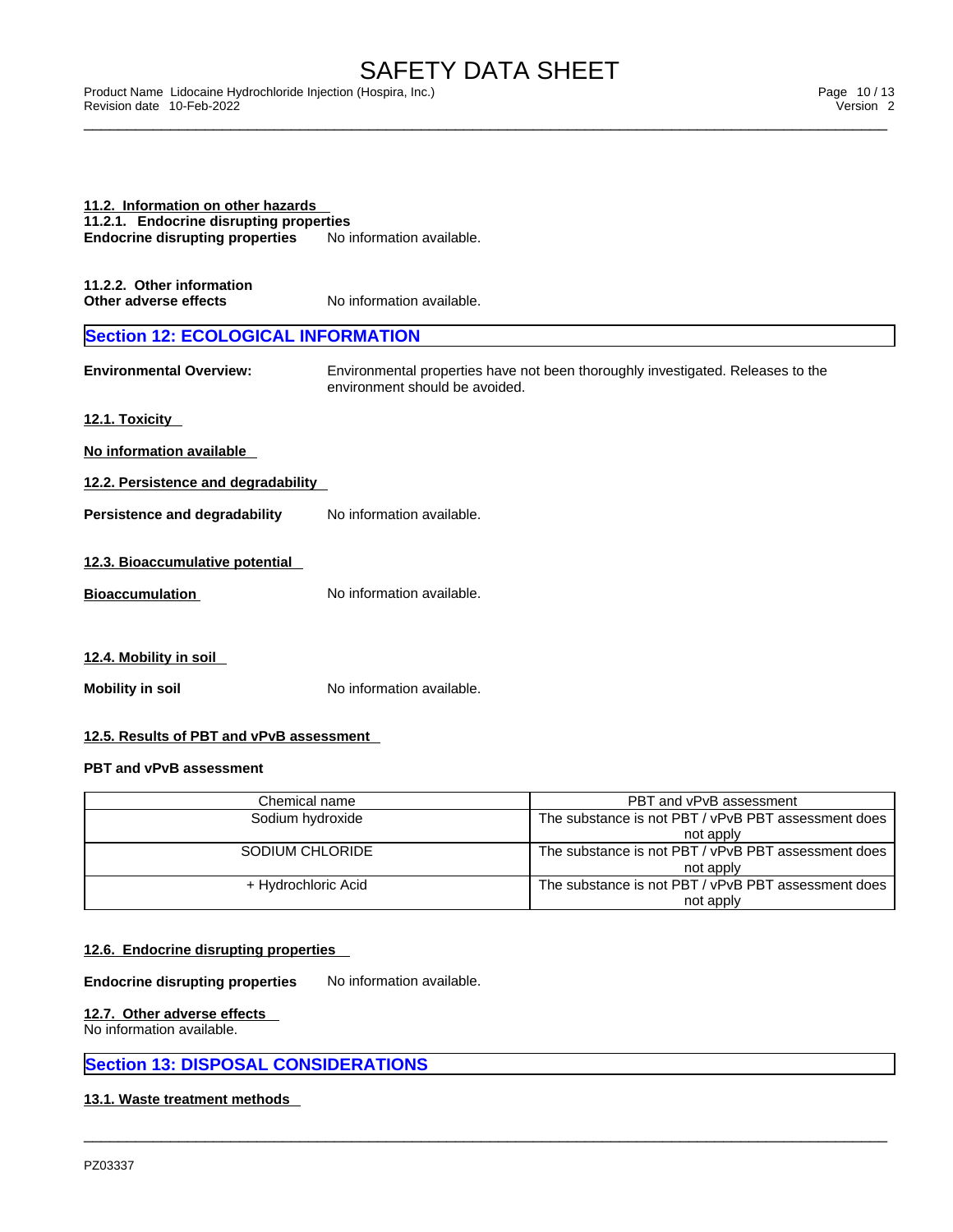**11.2. Information on other hazards**

**11.2.1. Endocrine disrupting properties**

**Endocrine disrupting properties** No information available.

**11.2.2. Other information**

**Other adverse effects** No information available.

## Section 12: ECOLOGICAL INFORMATION

**Environmental Overview:** Environmental properties have not been thoroughly investigated. Releases to the environment should be avoided.

**12.1. Toxicity**

**No information available**

**12.2. Persistence and degradability**

**Persistence and degradability** No information available.

**12.3. Bioaccumulative potential**

**Bioaccumulation** No information available.

**12.4. Mobility in soil**

**Mobility in soil** No information available.

**12.5. Results of PBT and vPvB assessment**

**PBT and vPvB assessment**

| Chemical name | PBT and vPvB assessment |
|---|---|
| Sodium hydroxide | The substance is not PBT / vPvB PBT assessment does not apply |
| SODIUM CHLORIDE | The substance is not PBT / vPvB PBT assessment does not apply |
| + Hydrochloric Acid | The substance is not PBT / vPvB PBT assessment does not apply |

**12.6. Endocrine disrupting properties**

**Endocrine disrupting properties** No information available.

**12.7. Other adverse effects**

No information available.

## Section 13: DISPOSAL CONSIDERATIONS

**13.1. Waste treatment methods**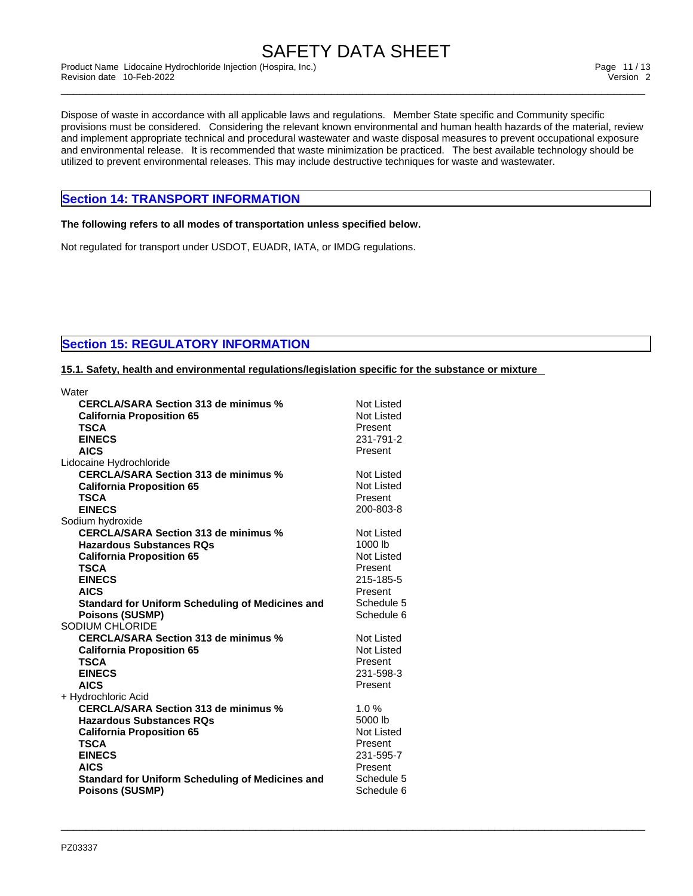Dispose of waste in accordance with all applicable laws and regulations. Member State specific and Community specific provisions must be considered. Considering the relevant known environmental and human health hazards of the material, review and implement appropriate technical and procedural wastewater and waste disposal measures to prevent occupational exposure and environmental release. It is recommended that waste minimization be practiced. The best available technology should be utilized to prevent environmental releases. This may include destructive techniques for waste and wastewater.

## Section 14: TRANSPORT INFORMATION

**The following refers to all modes of transportation unless specified below.**

Not regulated for transport under USDOT, EUADR, IATA, or IMDG regulations.

## Section 15: REGULATORY INFORMATION

**15.1. Safety, health and environmental regulations/legislation specific for the substance or mixture**

| | |
|---|---|
| Water | |
| **CERCLA/SARA Section 313 de minimus %** | Not Listed |
| **California Proposition 65** | Not Listed |
| **TSCA** | Present |
| **EINECS** | 231-791-2 |
| **AICS** | Present |
| Lidocaine Hydrochloride | |
| **CERCLA/SARA Section 313 de minimus %** | Not Listed |
| **California Proposition 65** | Not Listed |
| **TSCA** | Present |
| **EINECS** | 200-803-8 |
| Sodium hydroxide | |
| **CERCLA/SARA Section 313 de minimus %** | Not Listed |
| **Hazardous Substances RQs** | 1000 lb |
| **California Proposition 65** | Not Listed |
| **TSCA** | Present |
| **EINECS** | 215-185-5 |
| **AICS** | Present |
| **Standard for Uniform Scheduling of Medicines and Poisons (SUSMP)** | Schedule 5<br>Schedule 6 |
| SODIUM CHLORIDE | |
| **CERCLA/SARA Section 313 de minimus %** | Not Listed |
| **California Proposition 65** | Not Listed |
| **TSCA** | Present |
| **EINECS** | 231-598-3 |
| **AICS** | Present |
| + Hydrochloric Acid | |
| **CERCLA/SARA Section 313 de minimus %** | 1.0 % |
| **Hazardous Substances RQs** | 5000 lb |
| **California Proposition 65** | Not Listed |
| **TSCA** | Present |
| **EINECS** | 231-595-7 |
| **AICS** | Present |
| **Standard for Uniform Scheduling of Medicines and Poisons (SUSMP)** | Schedule 5<br>Schedule 6 |

PZ03337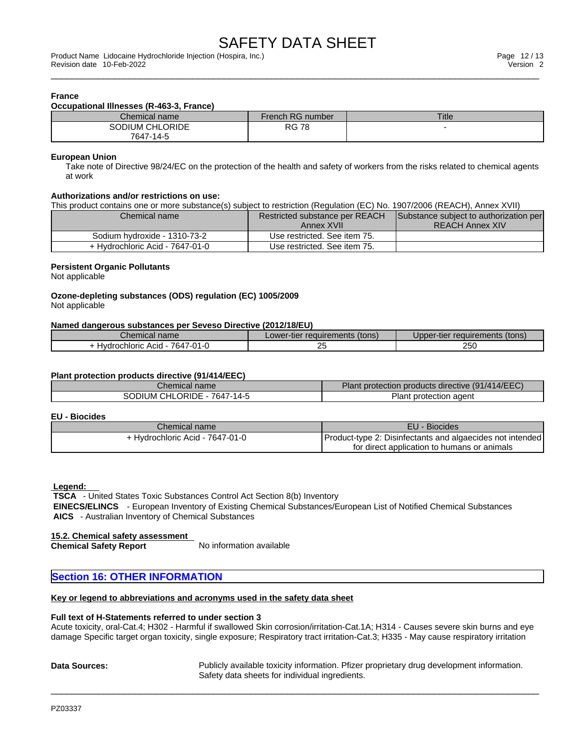**France**

**Occupational Illnesses (R-463-3, France)**

| Chemical name | French RG number | Title |
|---|---|---|
| SODIUM CHLORIDE 7647-14-5 | RG 78 | - |

**European Union**

Take note of Directive 98/24/EC on the protection of the health and safety of workers from the risks related to chemical agents at work

**Authorizations and/or restrictions on use:**

This product contains one or more substance(s) subject to restriction (Regulation (EC) No. 1907/2006 (REACH), Annex XVII)

| Chemical name | Restricted substance per REACH Annex XVII | Substance subject to authorization per REACH Annex XIV |
|---|---|---|
| Sodium hydroxide - 1310-73-2 | Use restricted. See item 75. | |
| + Hydrochloric Acid - 7647-01-0 | Use restricted. See item 75. | |

**Persistent Organic Pollutants**

Not applicable

**Ozone-depleting substances (ODS) regulation (EC) 1005/2009**

Not applicable

**Named dangerous substances per Seveso Directive (2012/18/EU)**

| Chemical name | Lower-tier requirements (tons) | Upper-tier requirements (tons) |
|---|---|---|
| + Hydrochloric Acid - 7647-01-0 | 25 | 250 |

**Plant protection products directive (91/414/EEC)**

| Chemical name | Plant protection products directive (91/414/EEC) |
|---|---|
| SODIUM CHLORIDE - 7647-14-5 | Plant protection agent |

**EU - Biocides**

| Chemical name | EU - Biocides |
|---|---|
| + Hydrochloric Acid - 7647-01-0 | Product-type 2: Disinfectants and algaecides not intended for direct application to humans or animals |

**Legend:**

**TSCA** - United States Toxic Substances Control Act Section 8(b) Inventory
**EINECS/ELINCS** - European Inventory of Existing Chemical Substances/European List of Notified Chemical Substances
**AICS** - Australian Inventory of Chemical Substances

**15.2. Chemical safety assessment**

**Chemical Safety Report** No information available

## Section 16: OTHER INFORMATION

**Key or legend to abbreviations and acronyms used in the safety data sheet**

**Full text of H-Statements referred to under section 3**

Acute toxicity, oral-Cat.4; H302 - Harmful if swallowed Skin corrosion/irritation-Cat.1A; H314 - Causes severe skin burns and eye damage Specific target organ toxicity, single exposure; Respiratory tract irritation-Cat.3; H335 - May cause respiratory irritation

**Data Sources:** Publicly available toxicity information. Pfizer proprietary drug development information. Safety data sheets for individual ingredients.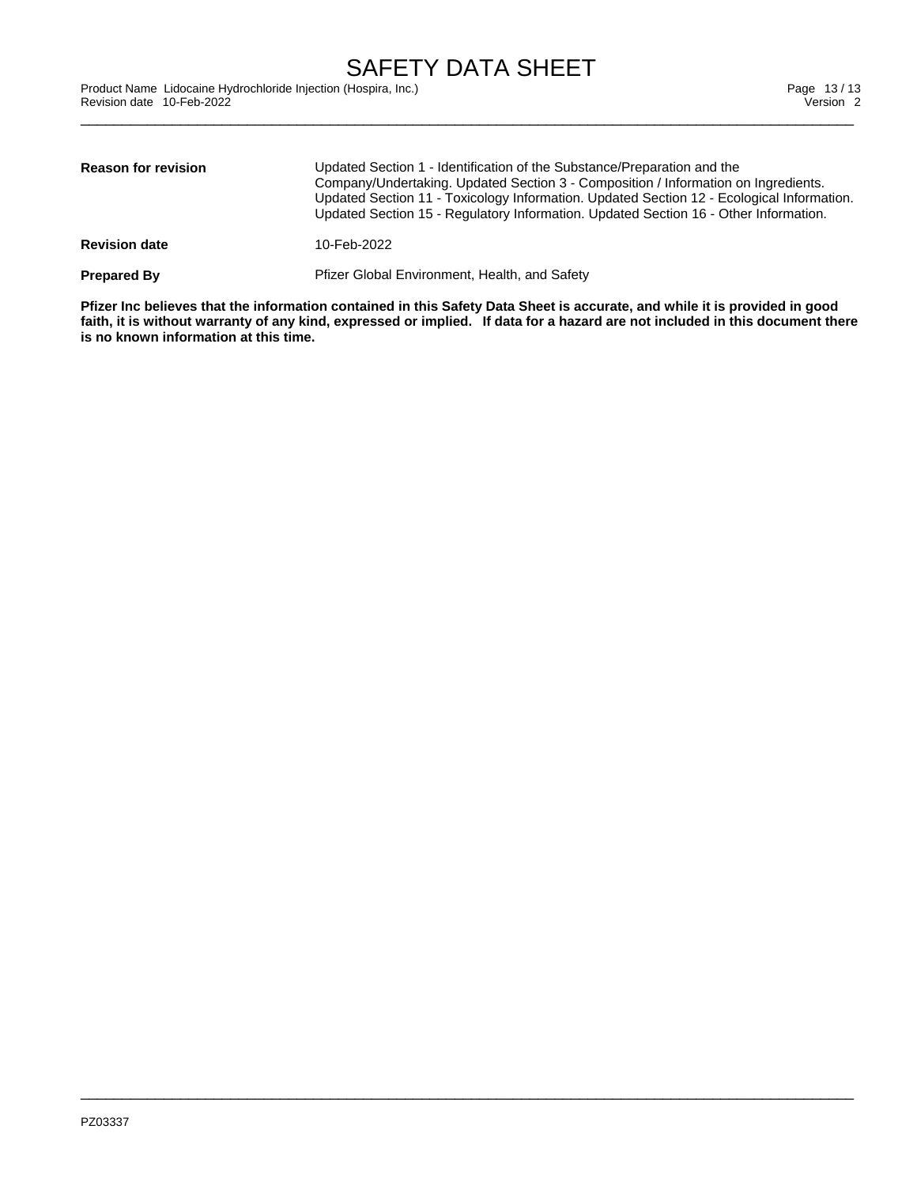| | |
|---|---|
| **Reason for revision** | Updated Section 1 - Identification of the Substance/Preparation and the Company/Undertaking. Updated Section 3 - Composition / Information on Ingredients. Updated Section 11 - Toxicology Information. Updated Section 12 - Ecological Information. Updated Section 15 - Regulatory Information. Updated Section 16 - Other Information. |
| **Revision date** | 10-Feb-2022 |
| **Prepared By** | Pfizer Global Environment, Health, and Safety |

**Pfizer Inc believes that the information contained in this Safety Data Sheet is accurate, and while it is provided in good faith, it is without warranty of any kind, expressed or implied. If data for a hazard are not included in this document there is no known information at this time.**